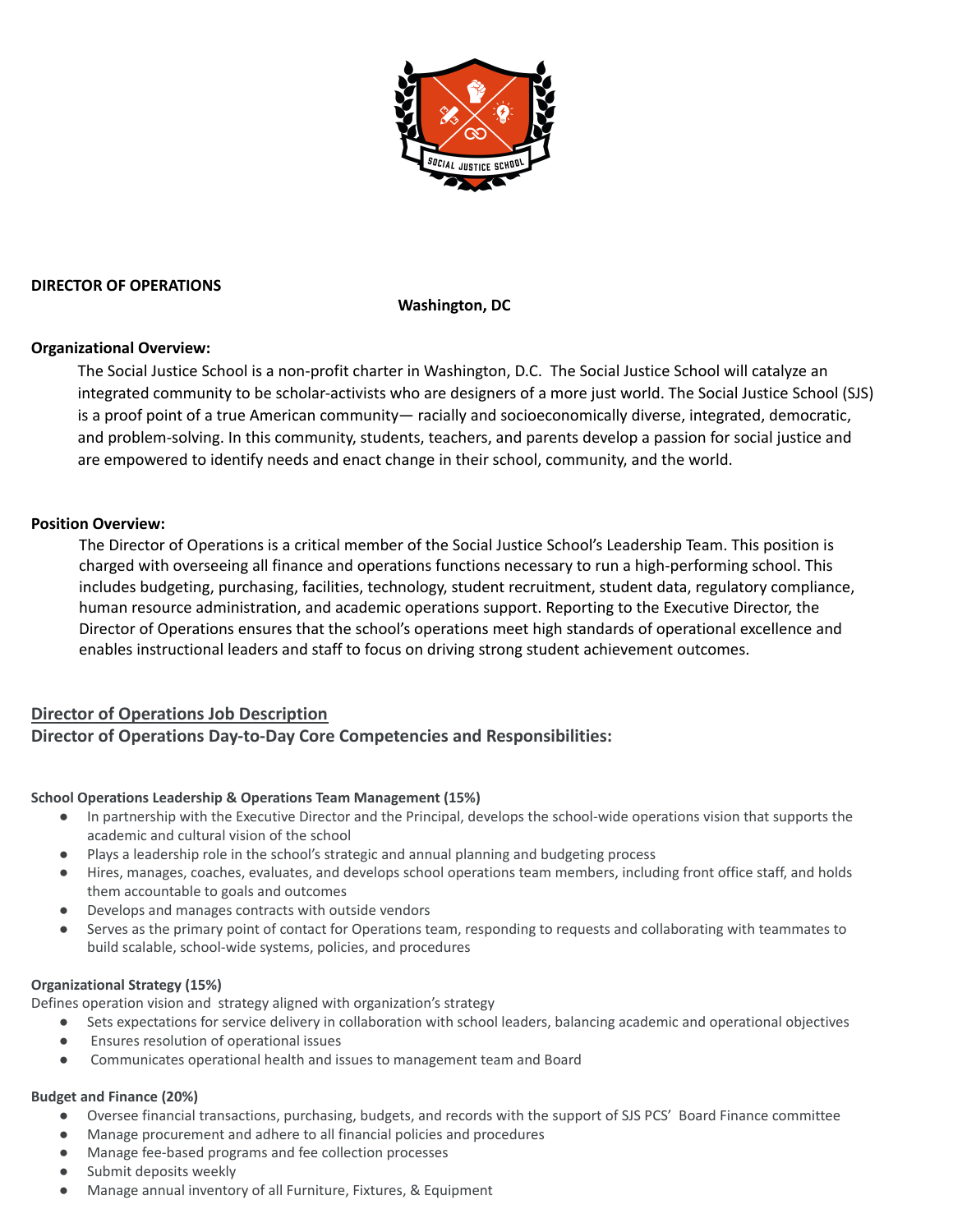**DIRECTOR OF OPERATIONS**

**Washington, DC**

**Organizational Overview:**

The Social Justice School is a non-profit charter in Washington, D.C. The Social Justice School will catalyze an integrated community to be scholar-activists who are designers of a more just world. The Social Justice School (SJS) is a proof point of a true American community— racially and socioeconomically diverse, integrated, democratic, and problem-solving. In this community, students, teachers, and parents develop a passion for social justice and are empowered to identify needs and enact change in their school, community, and the world.

**Position Overview:**

The Director of Operations is a critical member of the Social Justice School's Leadership Team. This position is charged with overseeing all finance and operations functions necessary to run a high-performing school. This includes budgeting, purchasing, facilities, technology, student recruitment, student data, regulatory compliance, human resource administration, and academic operations support. Reporting to the Executive Director, the Director of Operations ensures that the school's operations meet high standards of operational excellence and enables instructional leaders and staff to focus on driving strong student achievement outcomes.

## Director of Operations Job Description

## Director of Operations Day-to-Day Core Competencies and Responsibilities:

**School Operations Leadership & Operations Team Management (15%)**

- In partnership with the Executive Director and the Principal, develops the school-wide operations vision that supports the academic and cultural vision of the school
- Plays a leadership role in the school's strategic and annual planning and budgeting process
- Hires, manages, coaches, evaluates, and develops school operations team members, including front office staff, and holds them accountable to goals and outcomes
- Develops and manages contracts with outside vendors
- Serves as the primary point of contact for Operations team, responding to requests and collaborating with teammates to build scalable, school-wide systems, policies, and procedures

**Organizational Strategy (15%)**

Defines operation vision and strategy aligned with organization's strategy

- Sets expectations for service delivery in collaboration with school leaders, balancing academic and operational objectives
- Ensures resolution of operational issues
- Communicates operational health and issues to management team and Board

**Budget and Finance (20%)**

- Oversee financial transactions, purchasing, budgets, and records with the support of SJS PCS' Board Finance committee
- Manage procurement and adhere to all financial policies and procedures
- Manage fee-based programs and fee collection processes
- Submit deposits weekly
- Manage annual inventory of all Furniture, Fixtures, & Equipment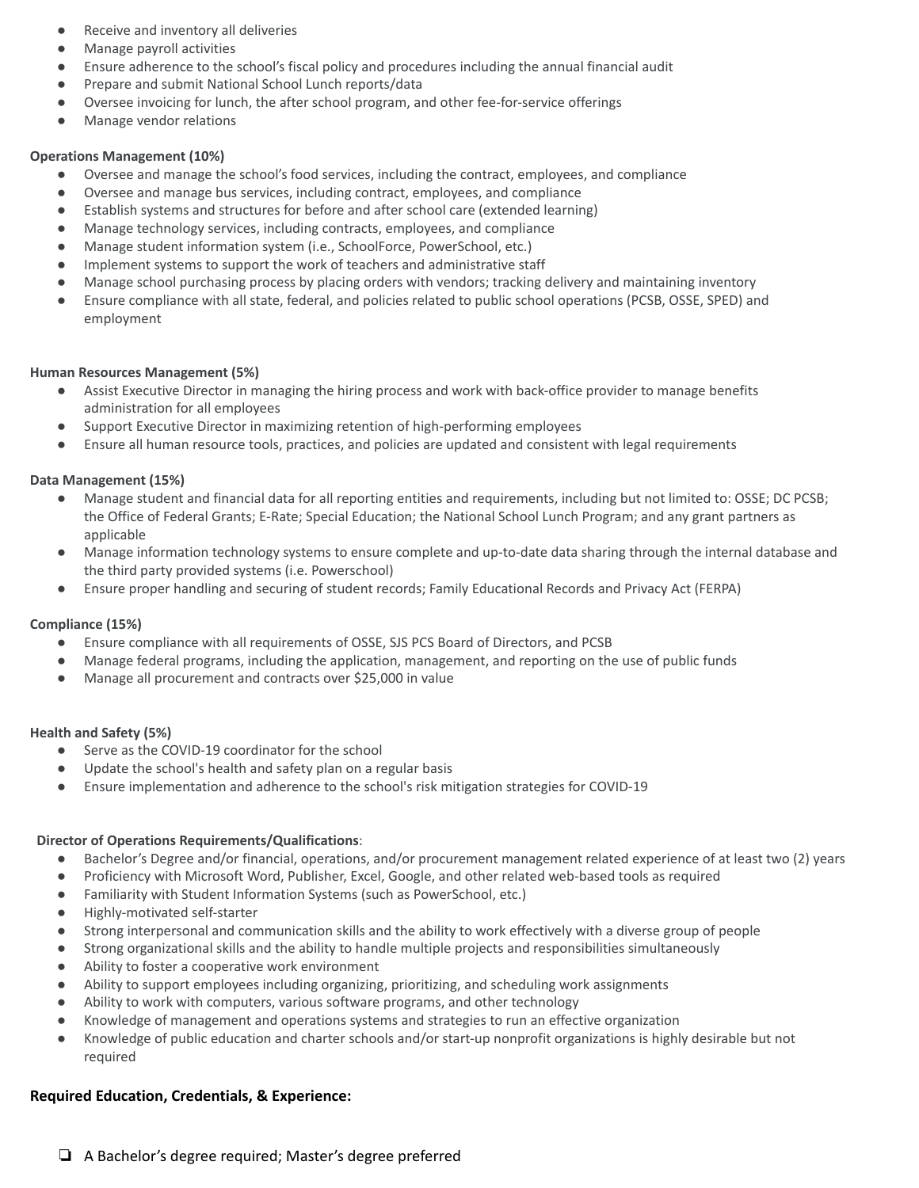- Receive and inventory all deliveries
- Manage payroll activities
- Ensure adherence to the school's fiscal policy and procedures including the annual financial audit
- Prepare and submit National School Lunch reports/data
- Oversee invoicing for lunch, the after school program, and other fee-for-service offerings
- Manage vendor relations

**Operations Management (10%)**

- Oversee and manage the school's food services, including the contract, employees, and compliance
- Oversee and manage bus services, including contract, employees, and compliance
- Establish systems and structures for before and after school care (extended learning)
- Manage technology services, including contracts, employees, and compliance
- Manage student information system (i.e., SchoolForce, PowerSchool, etc.)
- Implement systems to support the work of teachers and administrative staff
- Manage school purchasing process by placing orders with vendors; tracking delivery and maintaining inventory
- Ensure compliance with all state, federal, and policies related to public school operations (PCSB, OSSE, SPED) and employment

**Human Resources Management (5%)**

- Assist Executive Director in managing the hiring process and work with back-office provider to manage benefits administration for all employees
- Support Executive Director in maximizing retention of high-performing employees
- Ensure all human resource tools, practices, and policies are updated and consistent with legal requirements

**Data Management (15%)**

- Manage student and financial data for all reporting entities and requirements, including but not limited to: OSSE; DC PCSB; the Office of Federal Grants; E-Rate; Special Education; the National School Lunch Program; and any grant partners as applicable
- Manage information technology systems to ensure complete and up-to-date data sharing through the internal database and the third party provided systems (i.e. Powerschool)
- Ensure proper handling and securing of student records; Family Educational Records and Privacy Act (FERPA)

**Compliance (15%)**

- Ensure compliance with all requirements of OSSE, SJS PCS Board of Directors, and PCSB
- Manage federal programs, including the application, management, and reporting on the use of public funds
- Manage all procurement and contracts over $25,000 in value

**Health and Safety (5%)**

- Serve as the COVID-19 coordinator for the school
- Update the school's health and safety plan on a regular basis
- Ensure implementation and adherence to the school's risk mitigation strategies for COVID-19

**Director of Operations Requirements/Qualifications**:

- Bachelor's Degree and/or financial, operations, and/or procurement management related experience of at least two (2) years
- Proficiency with Microsoft Word, Publisher, Excel, Google, and other related web-based tools as required
- Familiarity with Student Information Systems (such as PowerSchool, etc.)
- Highly-motivated self-starter
- Strong interpersonal and communication skills and the ability to work effectively with a diverse group of people
- Strong organizational skills and the ability to handle multiple projects and responsibilities simultaneously
- Ability to foster a cooperative work environment
- Ability to support employees including organizing, prioritizing, and scheduling work assignments
- Ability to work with computers, various software programs, and other technology
- Knowledge of management and operations systems and strategies to run an effective organization
- Knowledge of public education and charter schools and/or start-up nonprofit organizations is highly desirable but not required

### Required Education, Credentials, & Experience:

- [ ] A Bachelor's degree required; Master's degree preferred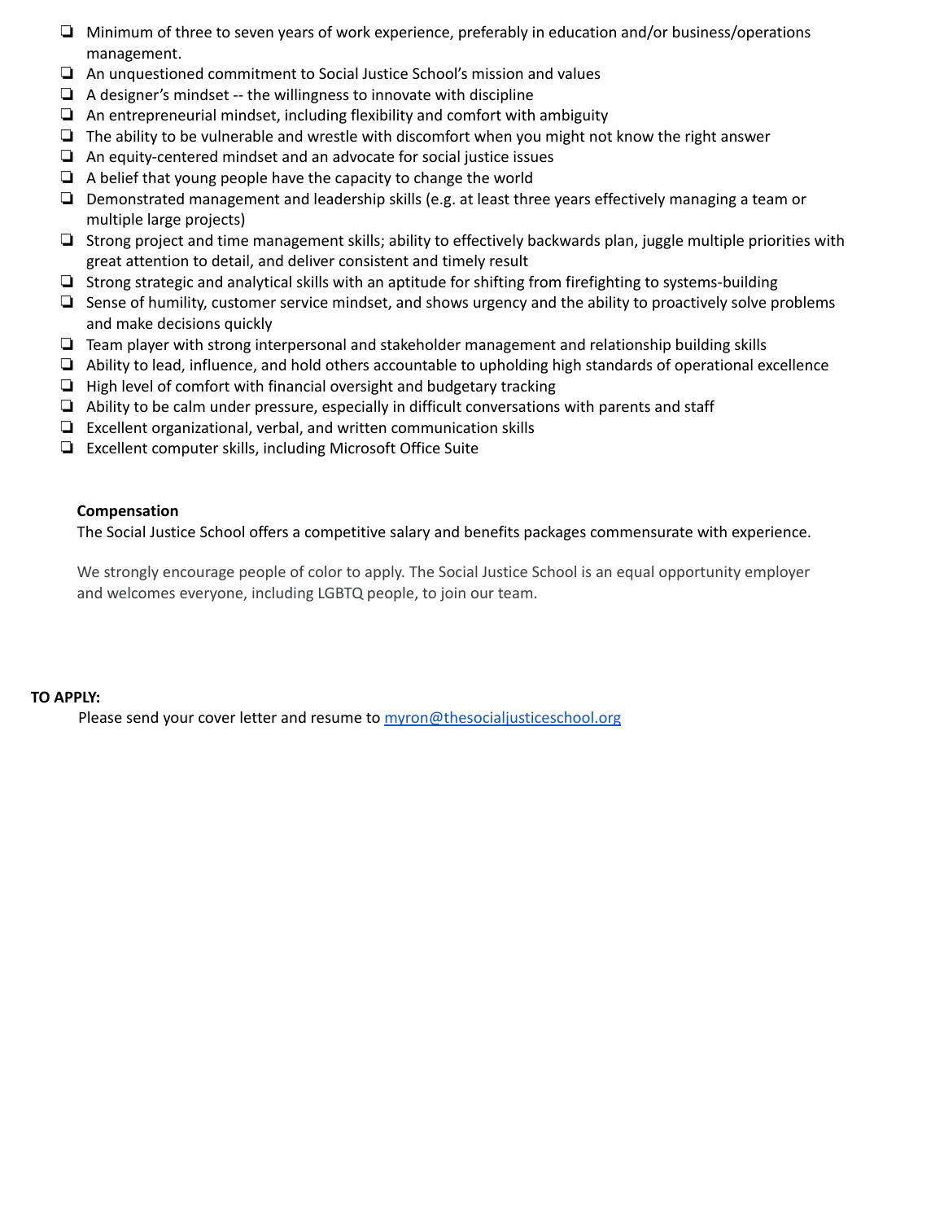- Minimum of three to seven years of work experience, preferably in education and/or business/operations management.
- An unquestioned commitment to Social Justice School's mission and values
- A designer's mindset -- the willingness to innovate with discipline
- An entrepreneurial mindset, including flexibility and comfort with ambiguity
- The ability to be vulnerable and wrestle with discomfort when you might not know the right answer
- An equity-centered mindset and an advocate for social justice issues
- A belief that young people have the capacity to change the world
- Demonstrated management and leadership skills (e.g. at least three years effectively managing a team or multiple large projects)
- Strong project and time management skills; ability to effectively backwards plan, juggle multiple priorities with great attention to detail, and deliver consistent and timely result
- Strong strategic and analytical skills with an aptitude for shifting from firefighting to systems-building
- Sense of humility, customer service mindset, and shows urgency and the ability to proactively solve problems and make decisions quickly
- Team player with strong interpersonal and stakeholder management and relationship building skills
- Ability to lead, influence, and hold others accountable to upholding high standards of operational excellence
- High level of comfort with financial oversight and budgetary tracking
- Ability to be calm under pressure, especially in difficult conversations with parents and staff
- Excellent organizational, verbal, and written communication skills
- Excellent computer skills, including Microsoft Office Suite

**Compensation**

The Social Justice School offers a competitive salary and benefits packages commensurate with experience.

We strongly encourage people of color to apply. The Social Justice School is an equal opportunity employer and welcomes everyone, including LGBTQ people, to join our team.

**TO APPLY:**

Please send your cover letter and resume to myron@thesocialjusticeschool.org